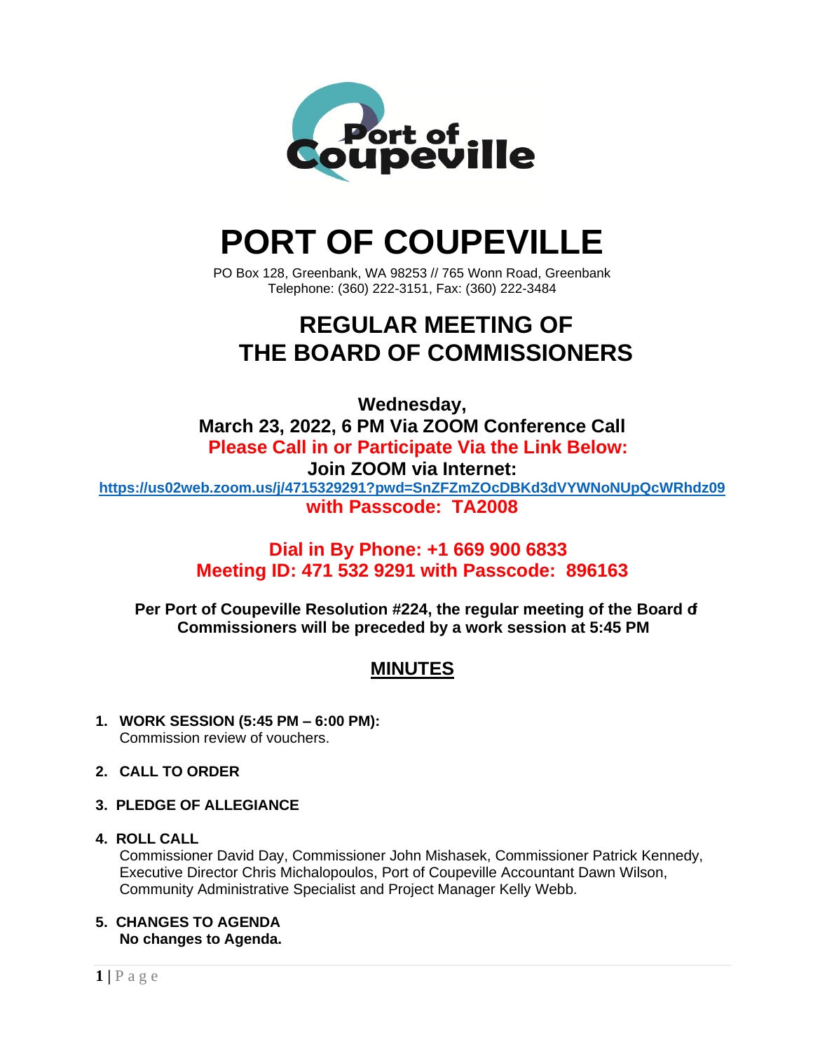# PORT OF COUPEVILLE

PO Box 128, Greenbank, WA 98253 // 765 Wonn Road, Greenbank
Telephone: (360) 222-3151, Fax: (360) 222-3484

## REGULAR MEETING OF THE BOARD OF COMMISSIONERS

**Wednesday,**
**March 23, 2022, 6 PM Via ZOOM Conference Call**
**Please Call in or Participate Via the Link Below:**
**Join ZOOM via Internet:**
**https://us02web.zoom.us/j/4715329291?pwd=SnZFZmZOcDBKd3dVYWNoNUpQcWRhdz09**
**with Passcode: TA2008**

**Dial in By Phone: +1 669 900 6833**
**Meeting ID: 471 532 9291 with Passcode: 896163**

**Per Port of Coupeville Resolution #224, the regular meeting of the Board of Commissioners will be preceded by a work session at 5:45 PM**

## MINUTES

1. **WORK SESSION (5:45 PM – 6:00 PM):**
   Commission review of vouchers.

2. **CALL TO ORDER**

3. **PLEDGE OF ALLEGIANCE**

4. **ROLL CALL**
   Commissioner David Day, Commissioner John Mishasek, Commissioner Patrick Kennedy, Executive Director Chris Michalopoulos, Port of Coupeville Accountant Dawn Wilson, Community Administrative Specialist and Project Manager Kelly Webb.

5. **CHANGES TO AGENDA**
   **No changes to Agenda.**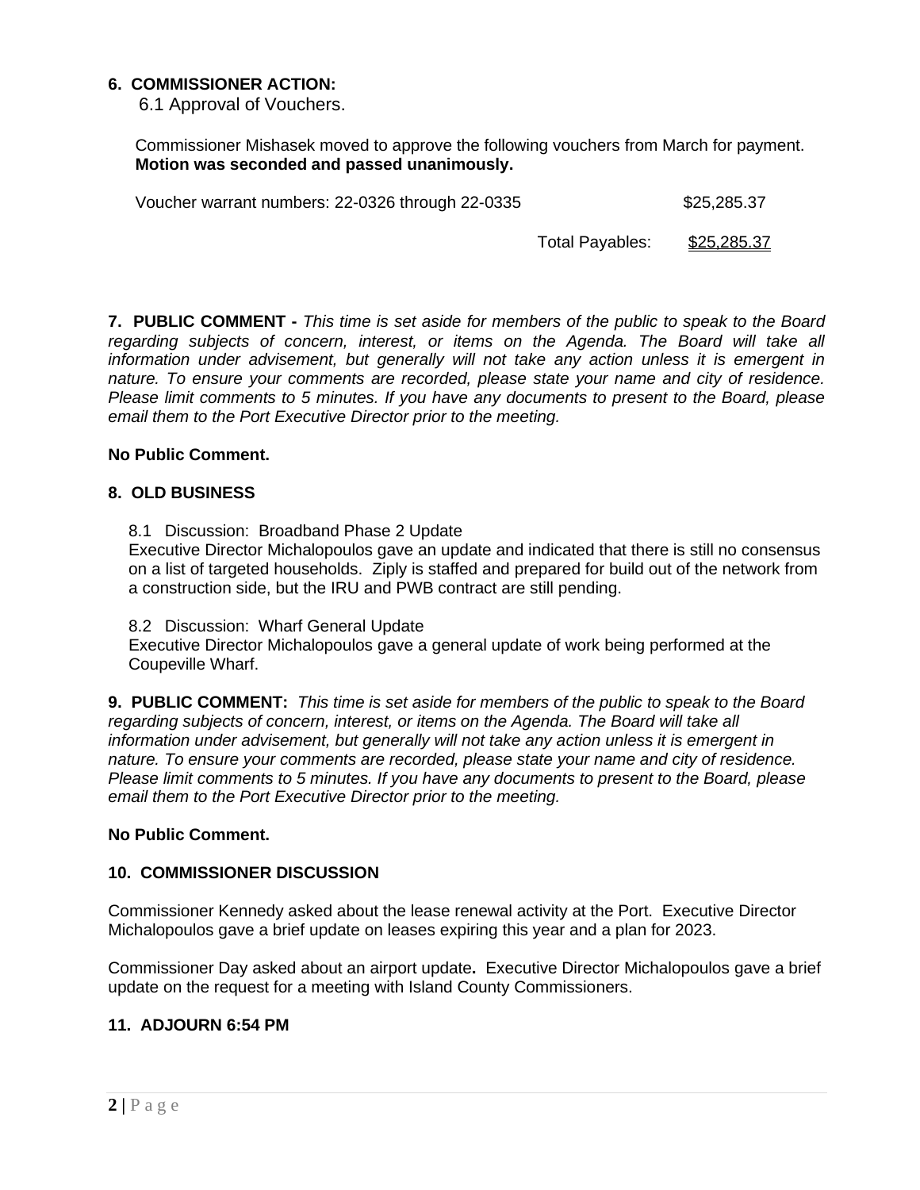**6. COMMISSIONER ACTION:**

6.1 Approval of Vouchers.

Commissioner Mishasek moved to approve the following vouchers from March for payment. **Motion was seconded and passed unanimously.**

| | |
|---|---|
| Voucher warrant numbers: 22-0326 through 22-0335 | $25,285.37 |
| Total Payables: | $25,285.37 |

**7. PUBLIC COMMENT -** *This time is set aside for members of the public to speak to the Board regarding subjects of concern, interest, or items on the Agenda. The Board will take all information under advisement, but generally will not take any action unless it is emergent in nature. To ensure your comments are recorded, please state your name and city of residence. Please limit comments to 5 minutes. If you have any documents to present to the Board, please email them to the Port Executive Director prior to the meeting.*

**No Public Comment.**

**8. OLD BUSINESS**

8.1 Discussion: Broadband Phase 2 Update
Executive Director Michalopoulos gave an update and indicated that there is still no consensus on a list of targeted households. Ziply is staffed and prepared for build out of the network from a construction side, but the IRU and PWB contract are still pending.

8.2 Discussion: Wharf General Update
Executive Director Michalopoulos gave a general update of work being performed at the Coupeville Wharf.

**9. PUBLIC COMMENT:** *This time is set aside for members of the public to speak to the Board regarding subjects of concern, interest, or items on the Agenda. The Board will take all information under advisement, but generally will not take any action unless it is emergent in nature. To ensure your comments are recorded, please state your name and city of residence. Please limit comments to 5 minutes. If you have any documents to present to the Board, please email them to the Port Executive Director prior to the meeting.*

**No Public Comment.**

**10. COMMISSIONER DISCUSSION**

Commissioner Kennedy asked about the lease renewal activity at the Port. Executive Director Michalopoulos gave a brief update on leases expiring this year and a plan for 2023.

Commissioner Day asked about an airport update. Executive Director Michalopoulos gave a brief update on the request for a meeting with Island County Commissioners.

**11. ADJOURN 6:54 PM**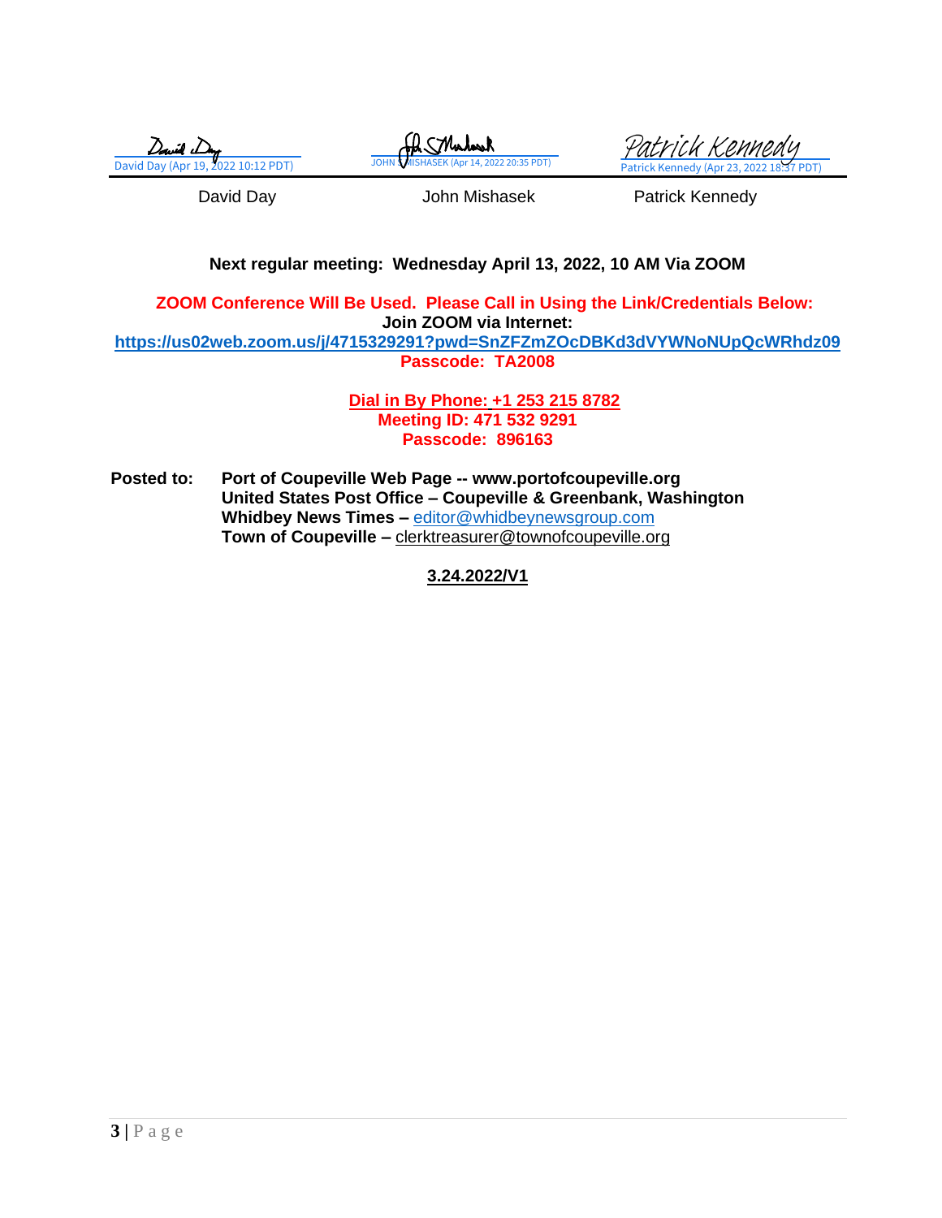David Day (Apr 19, 2022 10:12 PDT) | JOHN S MISHASEK (Apr 14, 2022 20:35 PDT) | Patrick Kennedy (Apr 23, 2022 18:37 PDT)

David Day | John Mishasek | Patrick Kennedy

**Next regular meeting: Wednesday April 13, 2022, 10 AM Via ZOOM**

**ZOOM Conference Will Be Used. Please Call in Using the Link/Credentials Below:**

**Join ZOOM via Internet:**

**https://us02web.zoom.us/j/4715329291?pwd=SnZFZmZOcDBKd3dVYWNoNUpQcWRhdz09**

**Passcode: TA2008**

**Dial in By Phone: +1 253 215 8782**

**Meeting ID: 471 532 9291**

**Passcode: 896163**

**Posted to:** **Port of Coupeville Web Page -- www.portofcoupeville.org**
**United States Post Office – Coupeville & Greenbank, Washington**
**Whidbey News Times –** editor@whidbeynewsgroup.com
**Town of Coupeville –** clerktreasurer@townofcoupeville.org

**3.24.2022/V1**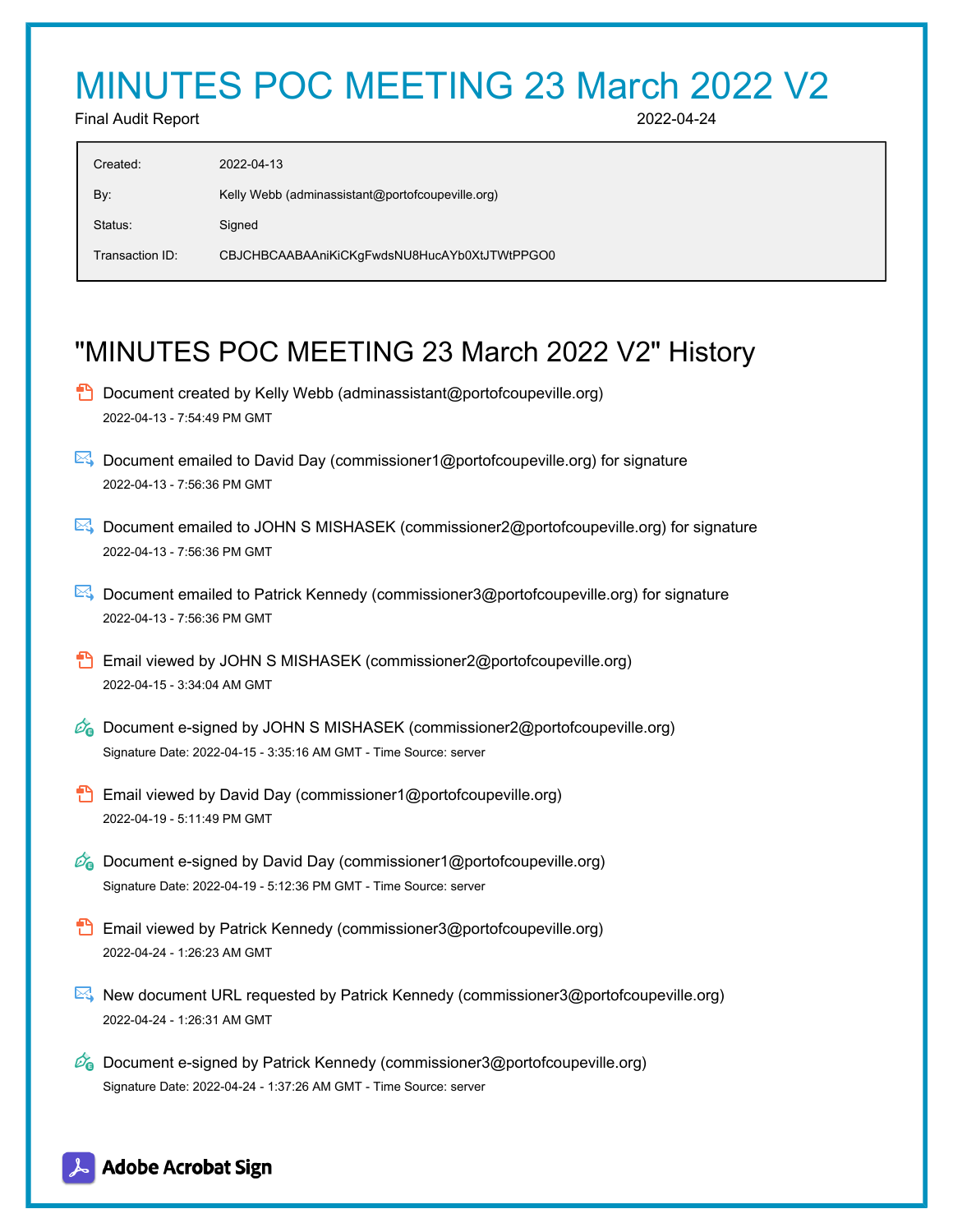# MINUTES POC MEETING 23 March 2022 V2

Final Audit Report 2022-04-24

| | |
|---|---|
| Created: | 2022-04-13 |
| By: | Kelly Webb (adminassistant@portofcoupeville.org) |
| Status: | Signed |
| Transaction ID: | CBJCHBCAABAAniKiCKgFwdsNU8HucAYb0XtJTWtPPGO0 |

## "MINUTES POC MEETING 23 March 2022 V2" History

- Document created by Kelly Webb (adminassistant@portofcoupeville.org)
  2022-04-13 - 7:54:49 PM GMT

- Document emailed to David Day (commissioner1@portofcoupeville.org) for signature
  2022-04-13 - 7:56:36 PM GMT

- Document emailed to JOHN S MISHASEK (commissioner2@portofcoupeville.org) for signature
  2022-04-13 - 7:56:36 PM GMT

- Document emailed to Patrick Kennedy (commissioner3@portofcoupeville.org) for signature
  2022-04-13 - 7:56:36 PM GMT

- Email viewed by JOHN S MISHASEK (commissioner2@portofcoupeville.org)
  2022-04-15 - 3:34:04 AM GMT

- Document e-signed by JOHN S MISHASEK (commissioner2@portofcoupeville.org)
  Signature Date: 2022-04-15 - 3:35:16 AM GMT - Time Source: server

- Email viewed by David Day (commissioner1@portofcoupeville.org)
  2022-04-19 - 5:11:49 PM GMT

- Document e-signed by David Day (commissioner1@portofcoupeville.org)
  Signature Date: 2022-04-19 - 5:12:36 PM GMT - Time Source: server

- Email viewed by Patrick Kennedy (commissioner3@portofcoupeville.org)
  2022-04-24 - 1:26:23 AM GMT

- New document URL requested by Patrick Kennedy (commissioner3@portofcoupeville.org)
  2022-04-24 - 1:26:31 AM GMT

- Document e-signed by Patrick Kennedy (commissioner3@portofcoupeville.org)
  Signature Date: 2022-04-24 - 1:37:26 AM GMT - Time Source: server

Adobe Acrobat Sign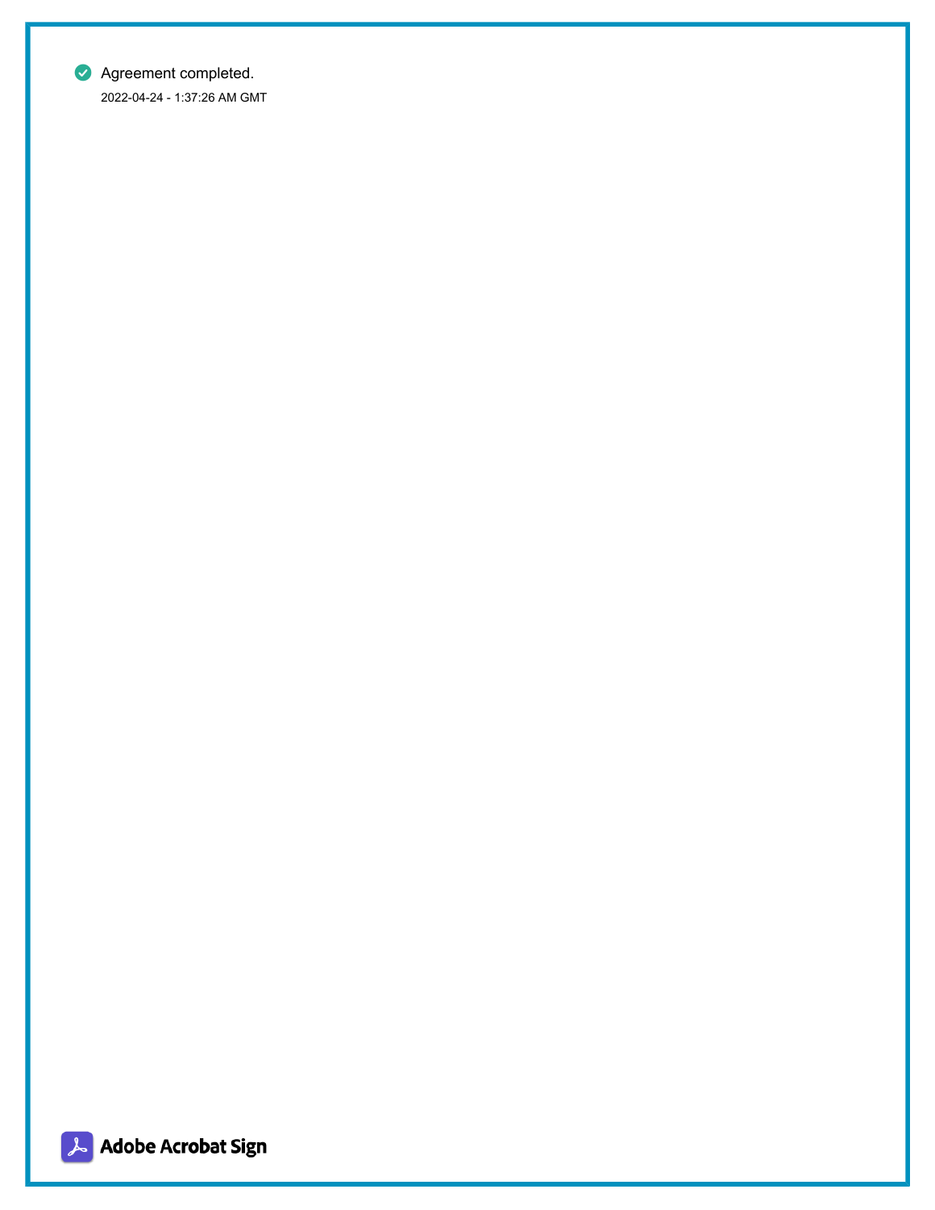Agreement completed.

2022-04-24 - 1:37:26 AM GMT

Adobe Acrobat Sign